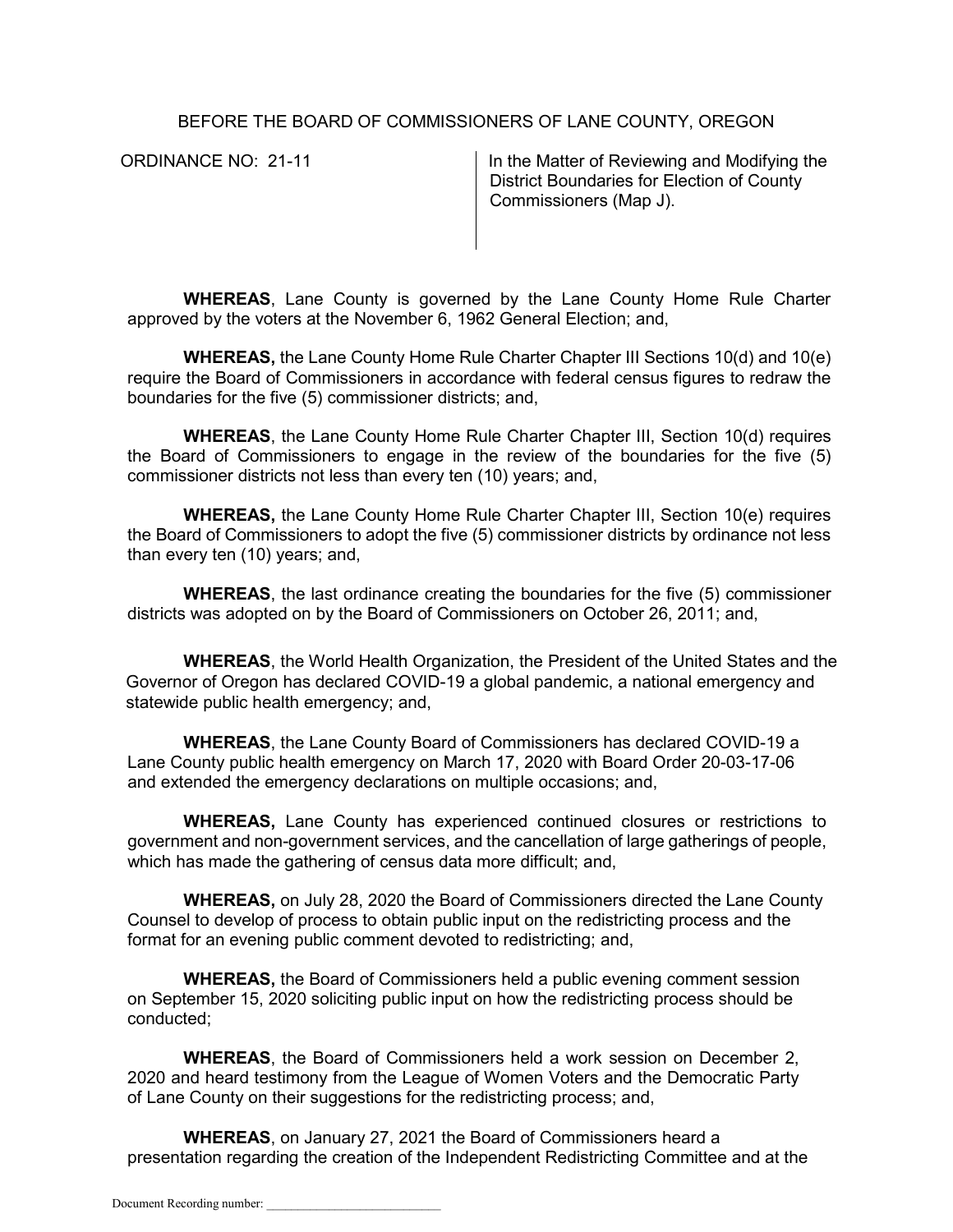BEFORE THE BOARD OF COMMISSIONERS OF LANE COUNTY, OREGON

ORDINANCE NO: 21-11

In the Matter of Reviewing and Modifying the District Boundaries for Election of County Commissioners (Map J).

**WHEREAS**, Lane County is governed by the Lane County Home Rule Charter approved by the voters at the November 6, 1962 General Election; and,

**WHEREAS,** the Lane County Home Rule Charter Chapter III Sections 10(d) and 10(e) require the Board of Commissioners in accordance with federal census figures to redraw the boundaries for the five (5) commissioner districts; and,

**WHEREAS**, the Lane County Home Rule Charter Chapter III, Section 10(d) requires the Board of Commissioners to engage in the review of the boundaries for the five (5) commissioner districts not less than every ten (10) years; and,

**WHEREAS,** the Lane County Home Rule Charter Chapter III, Section 10(e) requires the Board of Commissioners to adopt the five (5) commissioner districts by ordinance not less than every ten (10) years; and,

**WHEREAS**, the last ordinance creating the boundaries for the five (5) commissioner districts was adopted on by the Board of Commissioners on October 26, 2011; and,

**WHEREAS**, the World Health Organization, the President of the United States and the Governor of Oregon has declared COVID-19 a global pandemic, a national emergency and statewide public health emergency; and,

**WHEREAS**, the Lane County Board of Commissioners has declared COVID-19 a Lane County public health emergency on March 17, 2020 with Board Order 20-03-17-06 and extended the emergency declarations on multiple occasions; and,

**WHEREAS,** Lane County has experienced continued closures or restrictions to government and non-government services, and the cancellation of large gatherings of people, which has made the gathering of census data more difficult; and,

**WHEREAS,** on July 28, 2020 the Board of Commissioners directed the Lane County Counsel to develop of process to obtain public input on the redistricting process and the format for an evening public comment devoted to redistricting; and,

**WHEREAS,** the Board of Commissioners held a public evening comment session on September 15, 2020 soliciting public input on how the redistricting process should be conducted;

**WHEREAS**, the Board of Commissioners held a work session on December 2, 2020 and heard testimony from the League of Women Voters and the Democratic Party of Lane County on their suggestions for the redistricting process; and,

**WHEREAS**, on January 27, 2021 the Board of Commissioners heard a presentation regarding the creation of the Independent Redistricting Committee and at the

Document Recording number: ___________________________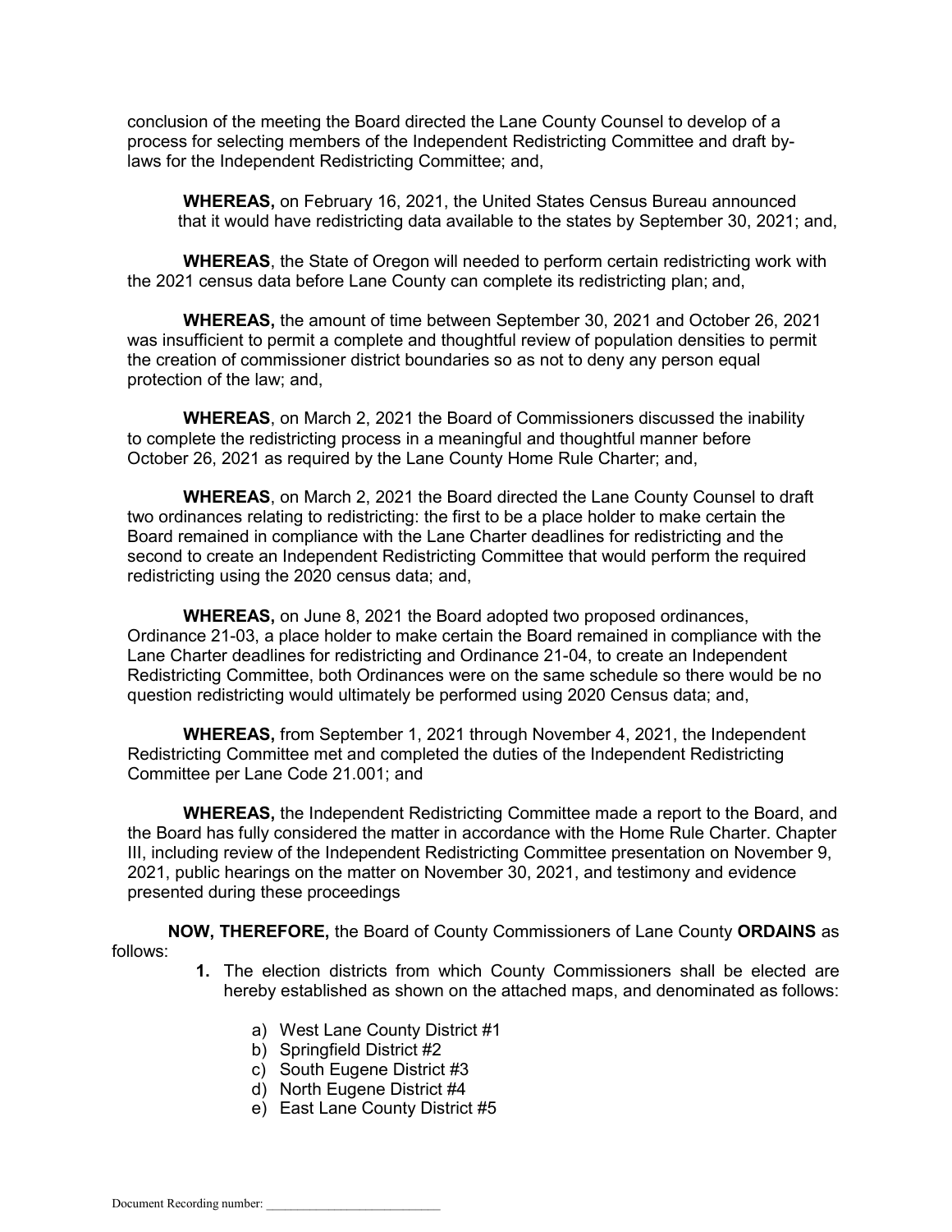conclusion of the meeting the Board directed the Lane County Counsel to develop of a process for selecting members of the Independent Redistricting Committee and draft by-laws for the Independent Redistricting Committee; and,

**WHEREAS,** on February 16, 2021, the United States Census Bureau announced that it would have redistricting data available to the states by September 30, 2021; and,

**WHEREAS**, the State of Oregon will needed to perform certain redistricting work with the 2021 census data before Lane County can complete its redistricting plan; and,

**WHEREAS,** the amount of time between September 30, 2021 and October 26, 2021 was insufficient to permit a complete and thoughtful review of population densities to permit the creation of commissioner district boundaries so as not to deny any person equal protection of the law; and,

**WHEREAS**, on March 2, 2021 the Board of Commissioners discussed the inability to complete the redistricting process in a meaningful and thoughtful manner before October 26, 2021 as required by the Lane County Home Rule Charter; and,

**WHEREAS**, on March 2, 2021 the Board directed the Lane County Counsel to draft two ordinances relating to redistricting: the first to be a place holder to make certain the Board remained in compliance with the Lane Charter deadlines for redistricting and the second to create an Independent Redistricting Committee that would perform the required redistricting using the 2020 census data; and,

**WHEREAS,** on June 8, 2021 the Board adopted two proposed ordinances, Ordinance 21-03, a place holder to make certain the Board remained in compliance with the Lane Charter deadlines for redistricting and Ordinance 21-04, to create an Independent Redistricting Committee, both Ordinances were on the same schedule so there would be no question redistricting would ultimately be performed using 2020 Census data; and,

**WHEREAS,** from September 1, 2021 through November 4, 2021, the Independent Redistricting Committee met and completed the duties of the Independent Redistricting Committee per Lane Code 21.001; and

**WHEREAS,** the Independent Redistricting Committee made a report to the Board, and the Board has fully considered the matter in accordance with the Home Rule Charter. Chapter III, including review of the Independent Redistricting Committee presentation on November 9, 2021, public hearings on the matter on November 30, 2021, and testimony and evidence presented during these proceedings

**NOW, THEREFORE,** the Board of County Commissioners of Lane County **ORDAINS** as follows:

1. The election districts from which County Commissioners shall be elected are hereby established as shown on the attached maps, and denominated as follows:

    a) West Lane County District #1
    b) Springfield District #2
    c) South Eugene District #3
    d) North Eugene District #4
    e) East Lane County District #5

Document Recording number: ___________________________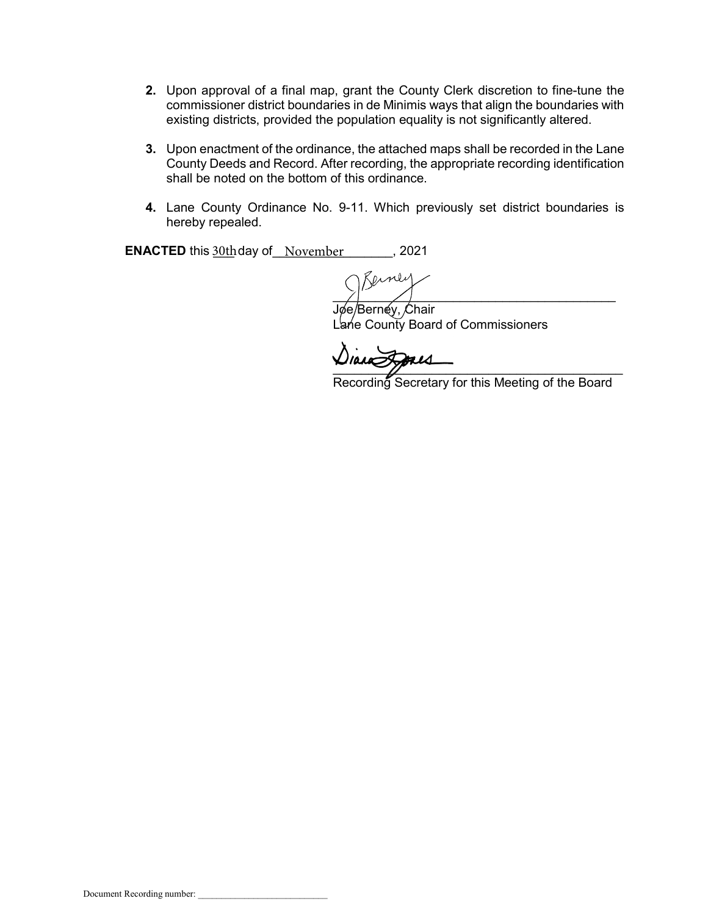2. Upon approval of a final map, grant the County Clerk discretion to fine-tune the commissioner district boundaries in de Minimis ways that align the boundaries with existing districts, provided the population equality is not significantly altered.

3. Upon enactment of the ordinance, the attached maps shall be recorded in the Lane County Deeds and Record. After recording, the appropriate recording identification shall be noted on the bottom of this ordinance.

4. Lane County Ordinance No. 9-11. Which previously set district boundaries is hereby repealed.

**ENACTED** this 30th day of November, 2021

Joe Berney, Chair
Lane County Board of Commissioners

Recording Secretary for this Meeting of the Board

Document Recording number: ___________________________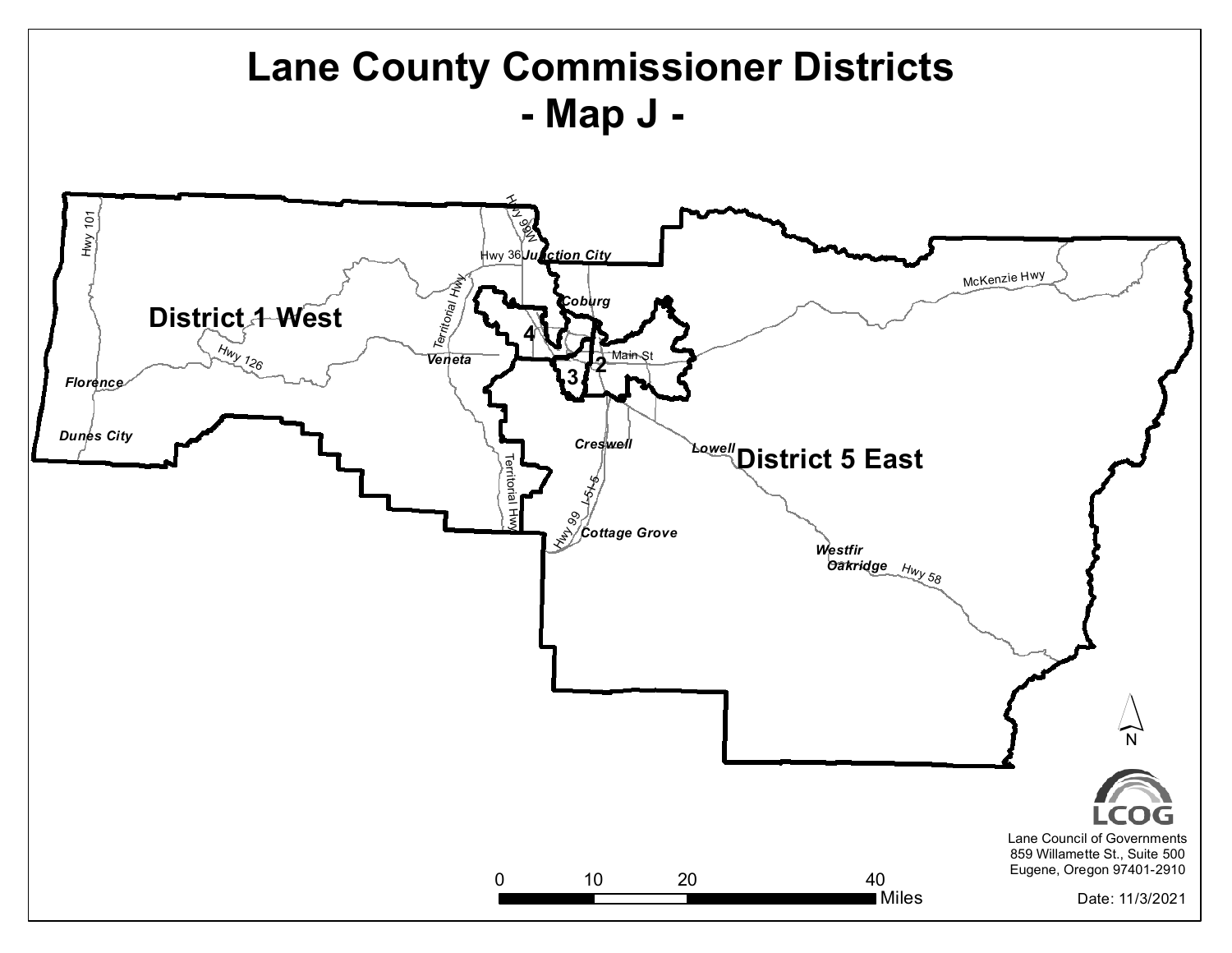# Lane County Commissioner Districts
# - Map J -

District 1 West

District 5 East

Hwy 101

Hwy 36

Hwy 99W

Junction City

Coburg

Territorial Hwy

Veneta

Hwy 126

Florence

Dunes City

4

2

3

Main St

McKenzie Hwy

Creswell

Lowell

Territorial Hwy

I-5

Hwy 99

Cottage Grove

Westfir

Oakridge

Hwy 58

N

0 10 20 40 Miles

LCOG

Lane Council of Governments
859 Willamette St., Suite 500
Eugene, Oregon 97401-2910

Date: 11/3/2021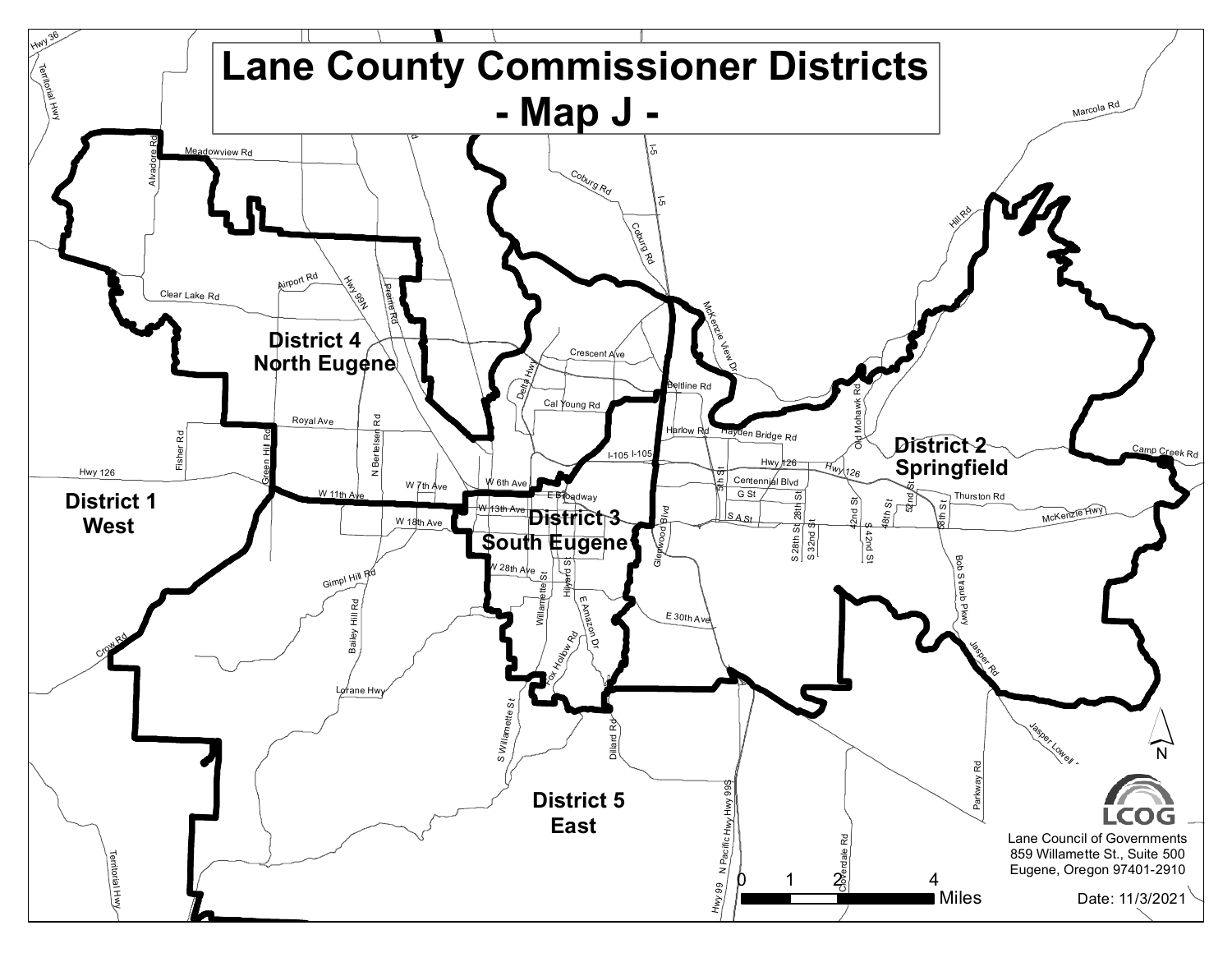# Lane County Commissioner Districts

## - Map J -

District 4
North Eugene

District 1
West

District 2
Springfield

District 3
South Eugene

District 5
East

Hwy 36
Territorial Hwy
Marcola Rd
Meadowview Rd
Alvadore Rd
Coburg Rd
I-5
Hill Rd
Clear Lake Rd
Airport Rd
Hwy 99N
Prairie Rd
McKenzie View Dr
Crescent Ave
Delta Hwy
Beltline Rd
Cal Young Rd
Old Mohawk Rd
Royal Ave
Fisher Rd
N Bertelsen Rd
Green Hill Rd
Harlow Rd
Hayden Bridge Rd
I-105
Hwy 126
Centennial Blvd
Camp Creek Rd
W 7th Ave
W 6th Ave
W 11th Ave
E Broadway
G St
Thurston Rd
W 13th Ave
W 18th Ave
S A St
5th St
28th St
42nd St
48th St
52nd St
58th St
McKenzie Hwy
Glenwood Blvd
S 28th St
S 32nd St
S 42nd St
W 28th Ave
Gimpl Hill Rd
Willamette St
Hilyard St
E Amazon Dr
Bob Straub Pkwy
Bailey Hill Rd
E 30th Ave
Crow Rd
Fox Hollow Rd
Jasper Rd
Lorane Hwy
S Willamette St
Dillard Rd
Jasper Lowell
N Pacific Hwy Hwy 99S
Cloverdale Rd
Parkway Rd
Hwy 99

0 1 2 4
Miles

N

LCOG
Lane Council of Governments
859 Willamette St., Suite 500
Eugene, Oregon 97401-2910

Date: 11/3/2021